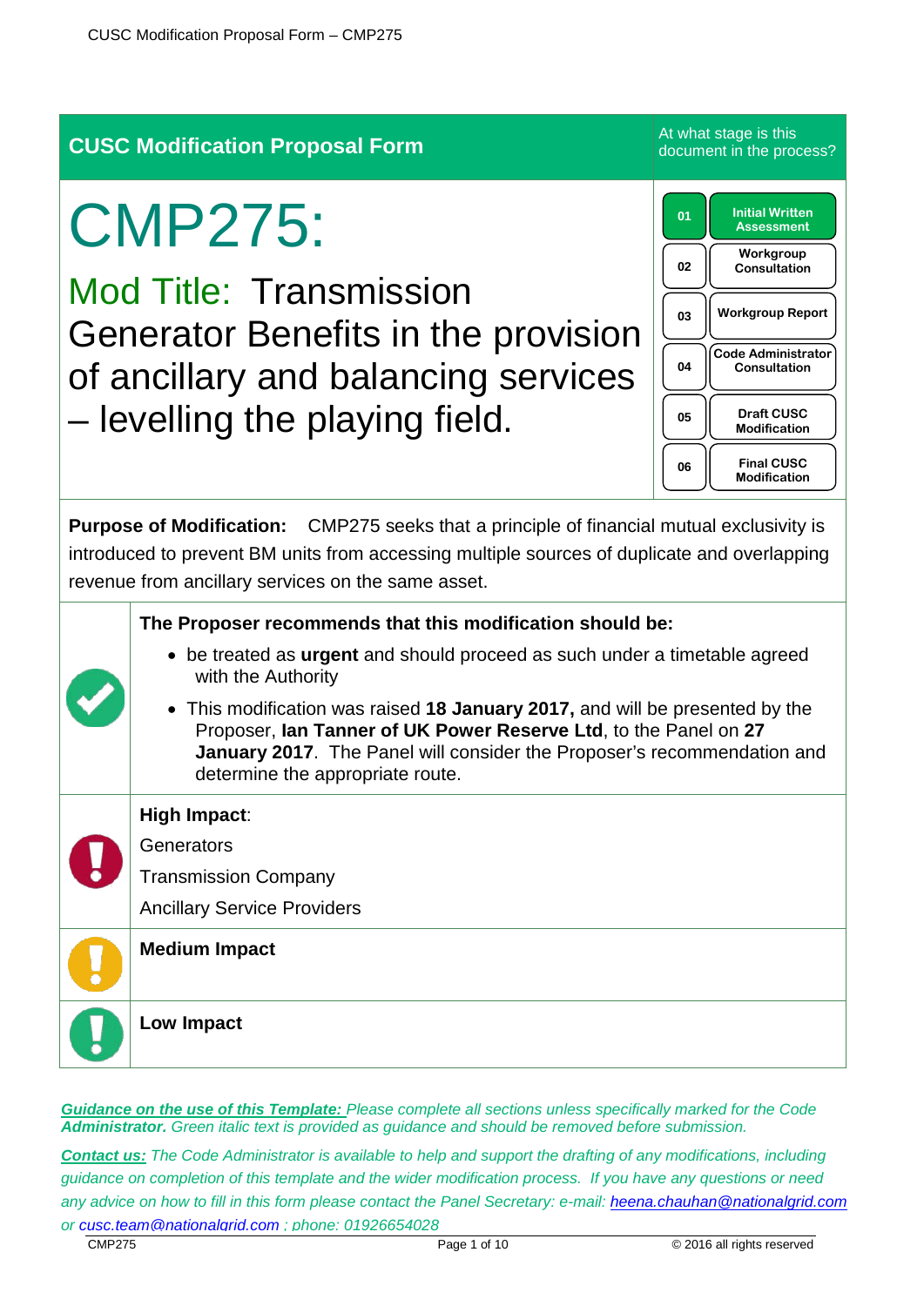## CUSC Modification Proposal Form

At what stage is this document in the process?

| | |
|---|---|
| 01 | **Initial Written Assessment** |
| 02 | Workgroup Consultation |
| 03 | Workgroup Report |
| 04 | Code Administrator Consultation |
| 05 | Draft CUSC Modification |
| 06 | Final CUSC Modification |

# CMP275:

## Mod Title: Transmission Generator Benefits in the provision of ancillary and balancing services – levelling the playing field.

**Purpose of Modification:** CMP275 seeks that a principle of financial mutual exclusivity is introduced to prevent BM units from accessing multiple sources of duplicate and overlapping revenue from ancillary services on the same asset.

**The Proposer recommends that this modification should be:**

- be treated as **urgent** and should proceed as such under a timetable agreed with the Authority
- This modification was raised **18 January 2017,** and will be presented by the Proposer, **Ian Tanner of UK Power Reserve Ltd**, to the Panel on **27 January 2017**. The Panel will consider the Proposer's recommendation and determine the appropriate route.

**High Impact**:

Generators

Transmission Company

Ancillary Service Providers

**Medium Impact**

**Low Impact**

***Guidance on the use of this Template:*** *Please complete all sections unless specifically marked for the Code* ***Administrator.*** *Green italic text is provided as guidance and should be removed before submission.*

***Contact us:*** *The Code Administrator is available to help and support the drafting of any modifications, including guidance on completion of this template and the wider modification process. If you have any questions or need any advice on how to fill in this form please contact the Panel Secretary: e-mail: heena.chauhan@nationalgrid.com or cusc.team@nationalgrid.com ; phone: 01926654028*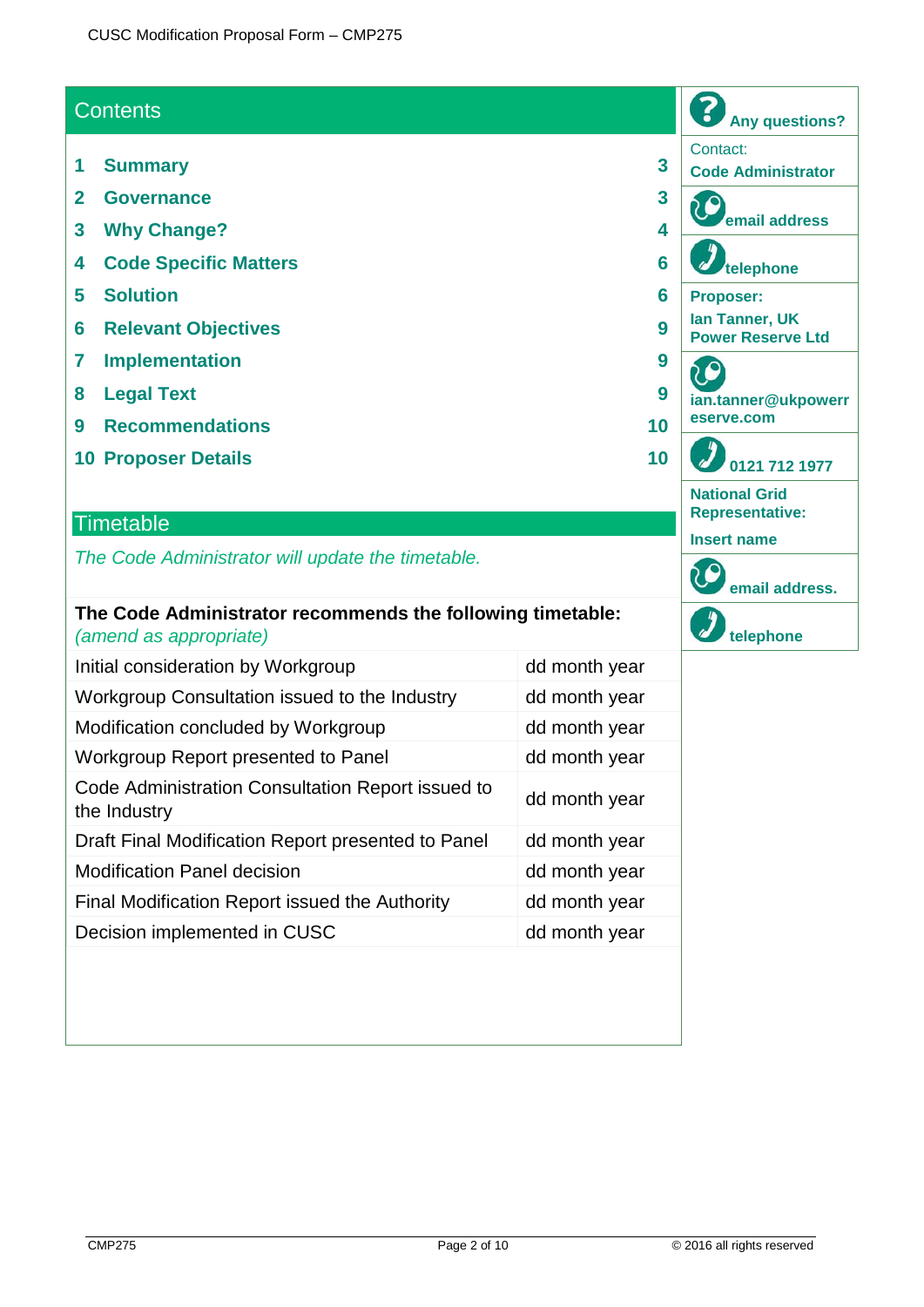## Contents

| | | |
|---|---|---|
| 1 | **Summary** | 3 |
| 2 | **Governance** | 3 |
| 3 | **Why Change?** | 4 |
| 4 | **Code Specific Matters** | 6 |
| 5 | **Solution** | 6 |
| 6 | **Relevant Objectives** | 9 |
| 7 | **Implementation** | 9 |
| 8 | **Legal Text** | 9 |
| 9 | **Recommendations** | 10 |
| 10 | **Proposer Details** | 10 |

## Timetable

*The Code Administrator will update the timetable.*

**The Code Administrator recommends the following timetable:** *(amend as appropriate)*

| | |
|---|---|
| Initial consideration by Workgroup | dd month year |
| Workgroup Consultation issued to the Industry | dd month year |
| Modification concluded by Workgroup | dd month year |
| Workgroup Report presented to Panel | dd month year |
| Code Administration Consultation Report issued to the Industry | dd month year |
| Draft Final Modification Report presented to Panel | dd month year |
| Modification Panel decision | dd month year |
| Final Modification Report issued the Authority | dd month year |
| Decision implemented in CUSC | dd month year |

**Any questions?**

Contact:
**Code Administrator**

**email address**

**telephone**

**Proposer:**
**Ian Tanner, UK Power Reserve Ltd**

**ian.tanner@ukpowerreserve.com**

**0121 712 1977**

**National Grid Representative:**

**Insert name**

**email address.**

**telephone**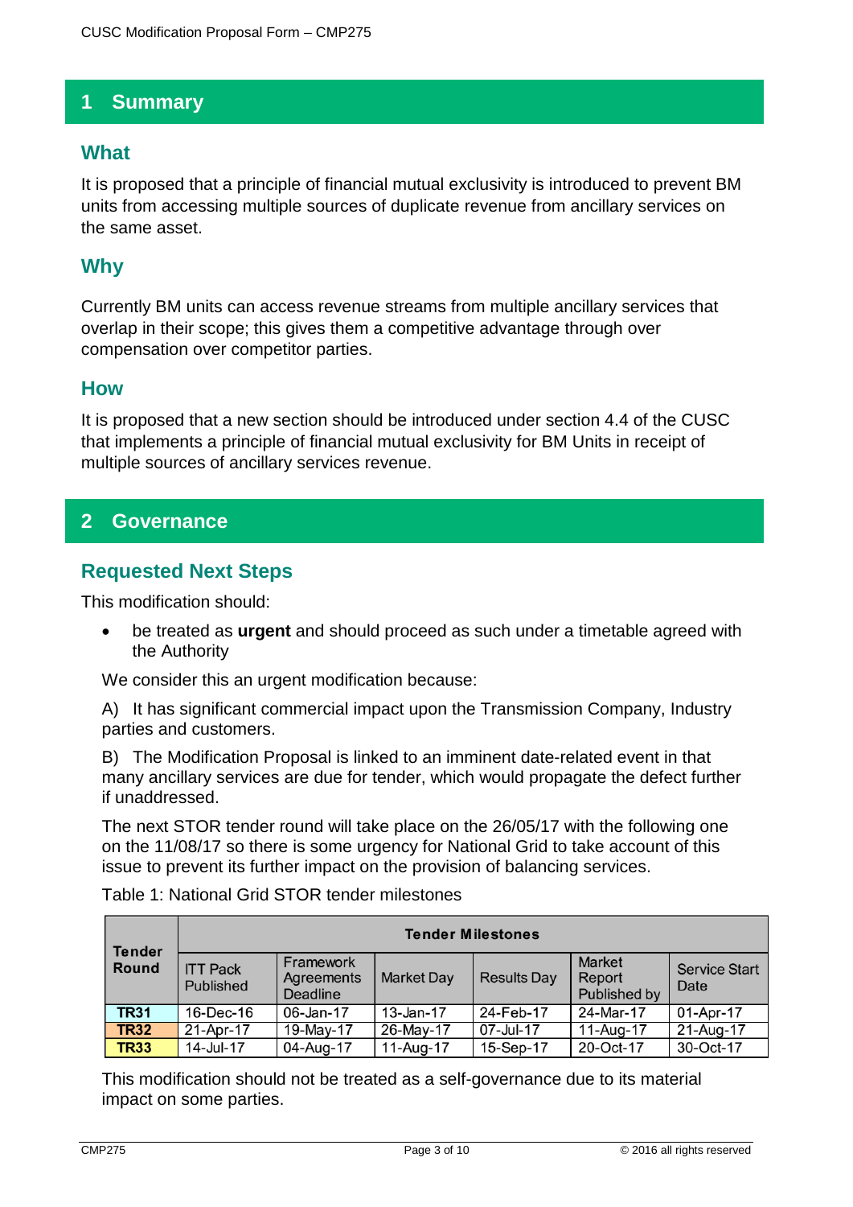## 1 Summary

### What

It is proposed that a principle of financial mutual exclusivity is introduced to prevent BM units from accessing multiple sources of duplicate revenue from ancillary services on the same asset.

### Why

Currently BM units can access revenue streams from multiple ancillary services that overlap in their scope; this gives them a competitive advantage through over compensation over competitor parties.

### How

It is proposed that a new section should be introduced under section 4.4 of the CUSC that implements a principle of financial mutual exclusivity for BM Units in receipt of multiple sources of ancillary services revenue.

## 2 Governance

### Requested Next Steps

This modification should:

- be treated as **urgent** and should proceed as such under a timetable agreed with the Authority

We consider this an urgent modification because:

A) It has significant commercial impact upon the Transmission Company, Industry parties and customers.

B) The Modification Proposal is linked to an imminent date-related event in that many ancillary services are due for tender, which would propagate the defect further if unaddressed.

The next STOR tender round will take place on the 26/05/17 with the following one on the 11/08/17 so there is some urgency for National Grid to take account of this issue to prevent its further impact on the provision of balancing services.

Table 1: National Grid STOR tender milestones

| Tender Round | Tender Milestones | | | | | |
|---|---|---|---|---|---|---|
| | ITT Pack Published | Framework Agreements Deadline | Market Day | Results Day | Market Report Published by | Service Start Date |
| **TR31** | 16-Dec-16 | 06-Jan-17 | 13-Jan-17 | 24-Feb-17 | 24-Mar-17 | 01-Apr-17 |
| **TR32** | 21-Apr-17 | 19-May-17 | 26-May-17 | 07-Jul-17 | 11-Aug-17 | 21-Aug-17 |
| **TR33** | 14-Jul-17 | 04-Aug-17 | 11-Aug-17 | 15-Sep-17 | 20-Oct-17 | 30-Oct-17 |

This modification should not be treated as a self-governance due to its material impact on some parties.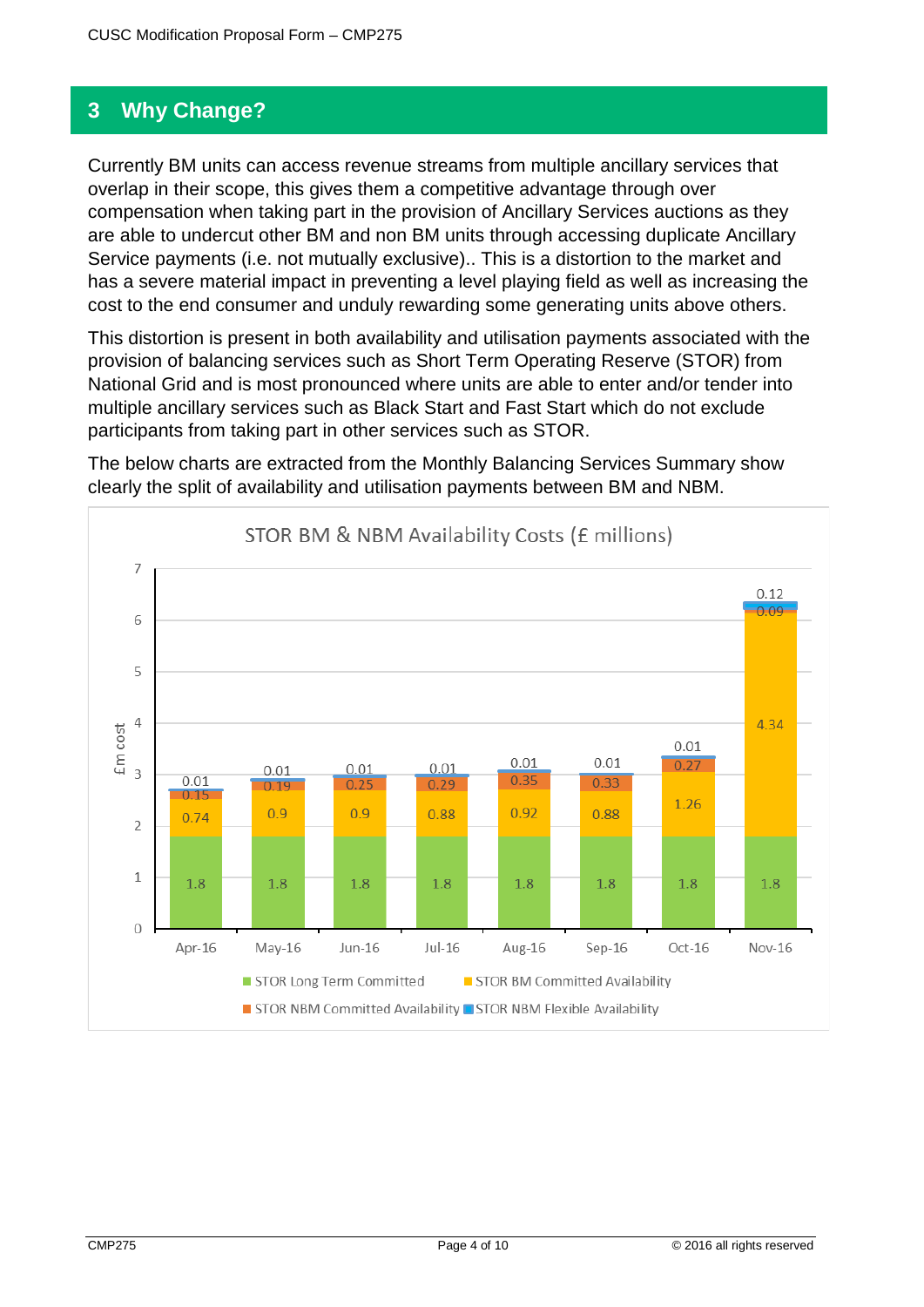## 3 Why Change?

Currently BM units can access revenue streams from multiple ancillary services that overlap in their scope, this gives them a competitive advantage through over compensation when taking part in the provision of Ancillary Services auctions as they are able to undercut other BM and non BM units through accessing duplicate Ancillary Service payments (i.e. not mutually exclusive).. This is a distortion to the market and has a severe material impact in preventing a level playing field as well as increasing the cost to the end consumer and unduly rewarding some generating units above others.

This distortion is present in both availability and utilisation payments associated with the provision of balancing services such as Short Term Operating Reserve (STOR) from National Grid and is most pronounced where units are able to enter and/or tender into multiple ancillary services such as Black Start and Fast Start which do not exclude participants from taking part in other services such as STOR.

The below charts are extracted from the Monthly Balancing Services Summary show clearly the split of availability and utilisation payments between BM and NBM.

**STOR BM & NBM Availability Costs (£ millions)**

| £m cost | Apr-16 | May-16 | Jun-16 | Jul-16 | Aug-16 | Sep-16 | Oct-16 | Nov-16 |
|---|---|---|---|---|---|---|---|---|
| STOR Long Term Committed | 1.8 | 1.8 | 1.8 | 1.8 | 1.8 | 1.8 | 1.8 | 1.8 |
| STOR BM Committed Availability | 0.74 | 0.9 | 0.9 | 0.88 | 0.92 | 0.88 | 1.26 | 4.34 |
| STOR NBM Committed Availability | 0.15 | 0.19 | 0.25 | 0.29 | 0.35 | 0.33 | 0.27 | 0.09 |
| STOR NBM Flexible Availability | 0.01 | 0.01 | 0.01 | 0.01 | 0.01 | 0.01 | 0.01 | 0.12 |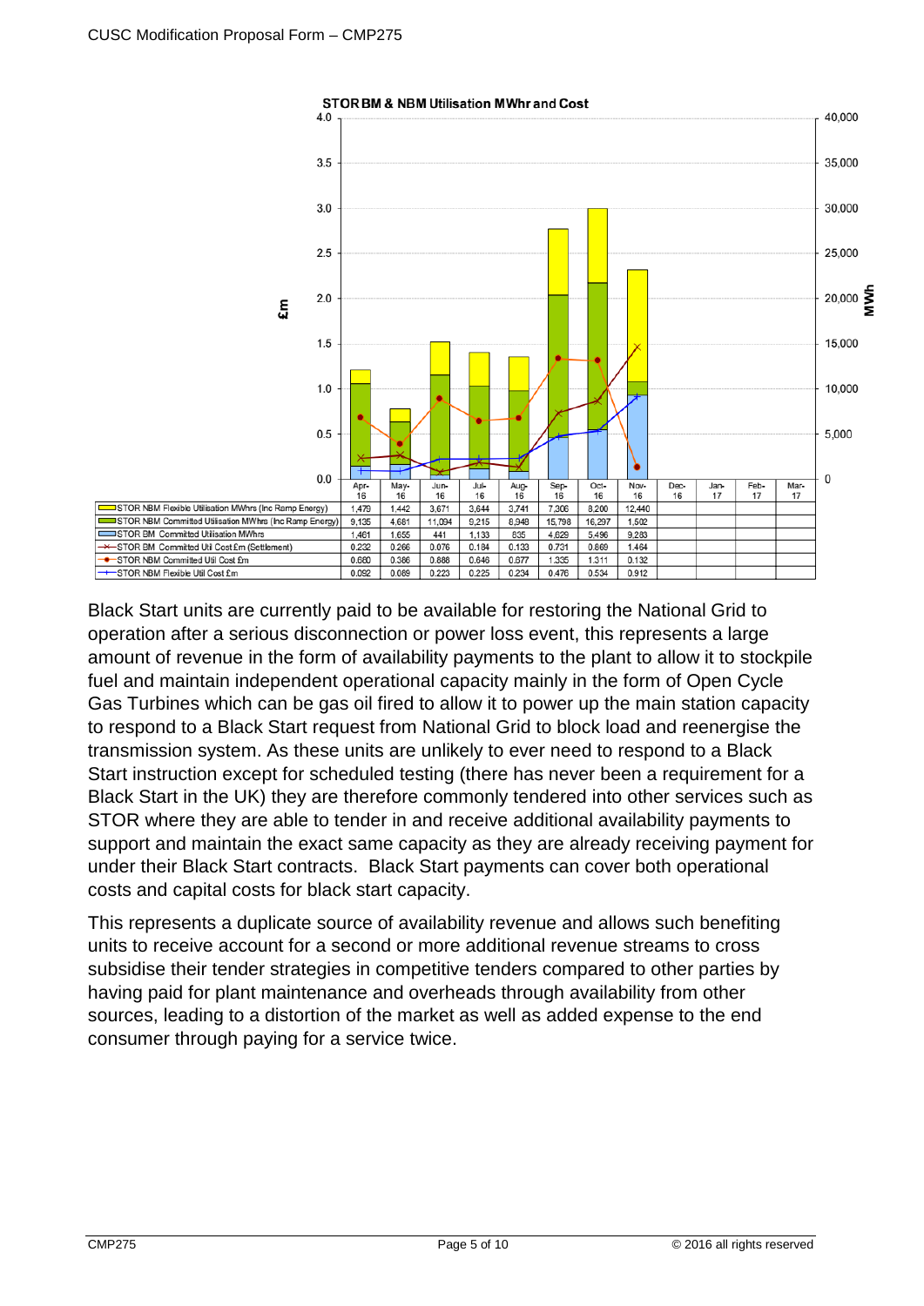**STOR BM & NBM Utilisation MWhr and Cost**

| | Apr-16 | May-16 | Jun-16 | Jul-16 | Aug-16 | Sep-16 | Oct-16 | Nov-16 | Dec-16 | Jan-17 | Feb-17 | Mar-17 |
|---|---|---|---|---|---|---|---|---|---|---|---|---|
| STOR NBM Flexible Utilisation MWhrs (Inc Ramp Energy) | 1,479 | 1,442 | 3,671 | 3,644 | 3,741 | 7,306 | 8,200 | 12,440 | | | | |
| STOR NBM Committed Utilisation MWhrs (Inc Ramp Energy) | 9,135 | 4,681 | 11,094 | 9,215 | 8,948 | 15,798 | 16,297 | 1,502 | | | | |
| STOR BM Committed Utilisation MWhrs | 1,461 | 1,655 | 441 | 1,133 | 835 | 4,629 | 5,496 | 9,283 | | | | |
| STOR BM Committed Util Cost £m (Settlement) | 0.232 | 0.266 | 0.076 | 0.184 | 0.133 | 0.731 | 0.869 | 1.464 | | | | |
| STOR NBM Committed Util Cost £m | 0.680 | 0.386 | 0.888 | 0.646 | 0.677 | 1.335 | 1.311 | 0.132 | | | | |
| STOR NBM Flexible Util Cost £m | 0.092 | 0.089 | 0.223 | 0.225 | 0.234 | 0.476 | 0.534 | 0.912 | | | | |

Black Start units are currently paid to be available for restoring the National Grid to operation after a serious disconnection or power loss event, this represents a large amount of revenue in the form of availability payments to the plant to allow it to stockpile fuel and maintain independent operational capacity mainly in the form of Open Cycle Gas Turbines which can be gas oil fired to allow it to power up the main station capacity to respond to a Black Start request from National Grid to block load and reenergise the transmission system. As these units are unlikely to ever need to respond to a Black Start instruction except for scheduled testing (there has never been a requirement for a Black Start in the UK) they are therefore commonly tendered into other services such as STOR where they are able to tender in and receive additional availability payments to support and maintain the exact same capacity as they are already receiving payment for under their Black Start contracts. Black Start payments can cover both operational costs and capital costs for black start capacity.

This represents a duplicate source of availability revenue and allows such benefiting units to receive account for a second or more additional revenue streams to cross subsidise their tender strategies in competitive tenders compared to other parties by having paid for plant maintenance and overheads through availability from other sources, leading to a distortion of the market as well as added expense to the end consumer through paying for a service twice.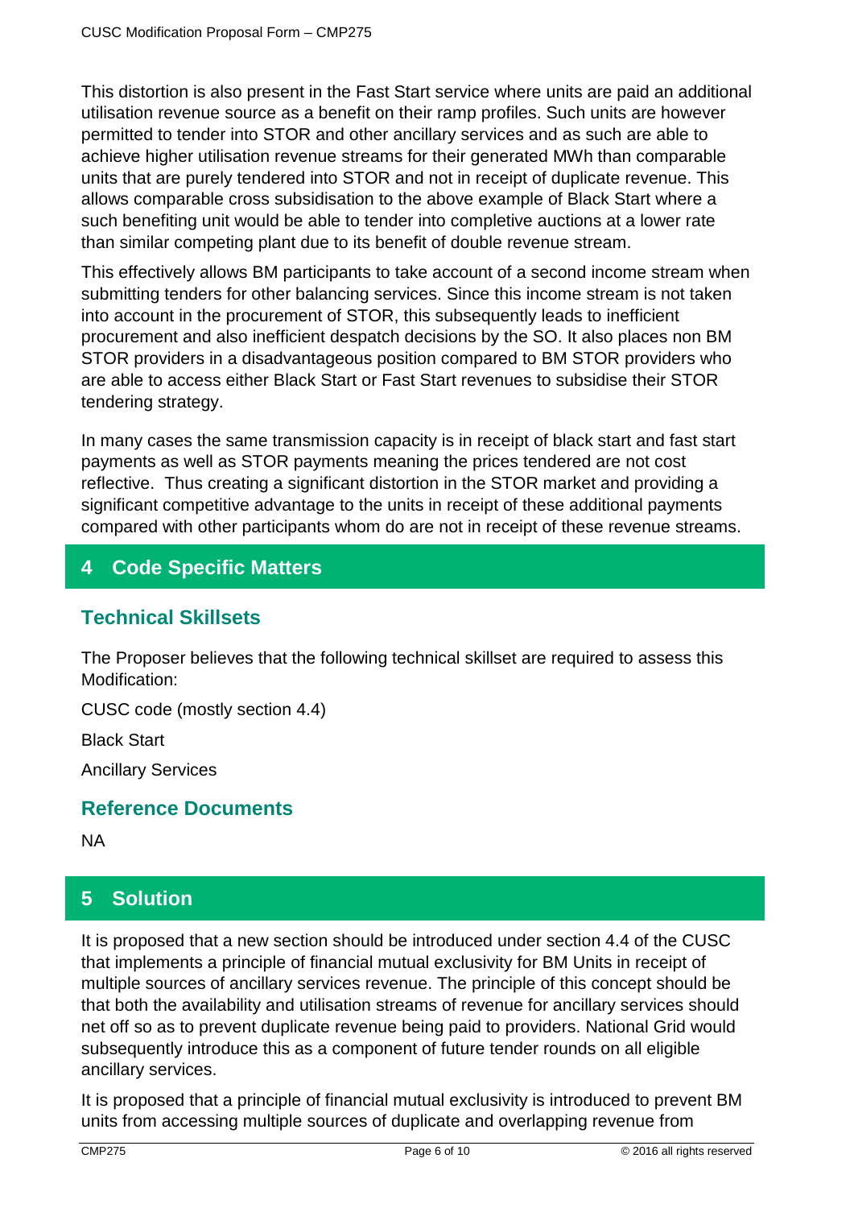This distortion is also present in the Fast Start service where units are paid an additional utilisation revenue source as a benefit on their ramp profiles. Such units are however permitted to tender into STOR and other ancillary services and as such are able to achieve higher utilisation revenue streams for their generated MWh than comparable units that are purely tendered into STOR and not in receipt of duplicate revenue. This allows comparable cross subsidisation to the above example of Black Start where a such benefiting unit would be able to tender into completive auctions at a lower rate than similar competing plant due to its benefit of double revenue stream.

This effectively allows BM participants to take account of a second income stream when submitting tenders for other balancing services. Since this income stream is not taken into account in the procurement of STOR, this subsequently leads to inefficient procurement and also inefficient despatch decisions by the SO. It also places non BM STOR providers in a disadvantageous position compared to BM STOR providers who are able to access either Black Start or Fast Start revenues to subsidise their STOR tendering strategy.

In many cases the same transmission capacity is in receipt of black start and fast start payments as well as STOR payments meaning the prices tendered are not cost reflective. Thus creating a significant distortion in the STOR market and providing a significant competitive advantage to the units in receipt of these additional payments compared with other participants whom do are not in receipt of these revenue streams.

## 4 Code Specific Matters

### Technical Skillsets

The Proposer believes that the following technical skillset are required to assess this Modification:

CUSC code (mostly section 4.4)

Black Start

Ancillary Services

### Reference Documents

NA

## 5 Solution

It is proposed that a new section should be introduced under section 4.4 of the CUSC that implements a principle of financial mutual exclusivity for BM Units in receipt of multiple sources of ancillary services revenue. The principle of this concept should be that both the availability and utilisation streams of revenue for ancillary services should net off so as to prevent duplicate revenue being paid to providers. National Grid would subsequently introduce this as a component of future tender rounds on all eligible ancillary services.

It is proposed that a principle of financial mutual exclusivity is introduced to prevent BM units from accessing multiple sources of duplicate and overlapping revenue from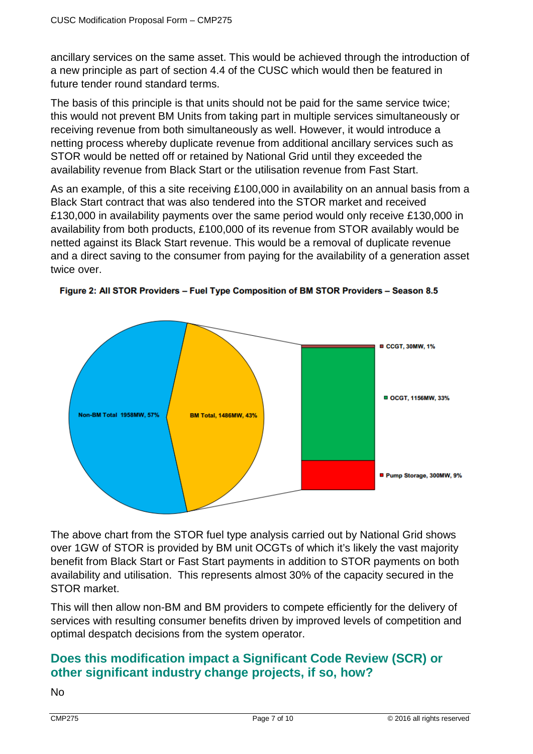ancillary services on the same asset. This would be achieved through the introduction of a new principle as part of section 4.4 of the CUSC which would then be featured in future tender round standard terms.

The basis of this principle is that units should not be paid for the same service twice; this would not prevent BM Units from taking part in multiple services simultaneously or receiving revenue from both simultaneously as well. However, it would introduce a netting process whereby duplicate revenue from additional ancillary services such as STOR would be netted off or retained by National Grid until they exceeded the availability revenue from Black Start or the utilisation revenue from Fast Start.

As an example, of this a site receiving £100,000 in availability on an annual basis from a Black Start contract that was also tendered into the STOR market and received £130,000 in availability payments over the same period would only receive £130,000 in availability from both products, £100,000 of its revenue from STOR availably would be netted against its Black Start revenue. This would be a removal of duplicate revenue and a direct saving to the consumer from paying for the availability of a generation asset twice over.

**Figure 2: All STOR Providers – Fuel Type Composition of BM STOR Providers – Season 8.5**

Non-BM Total 1958MW, 57%

BM Total, 1486MW, 43%

CCGT, 30MW, 1%

OCGT, 1156MW, 33%

Pump Storage, 300MW, 9%

The above chart from the STOR fuel type analysis carried out by National Grid shows over 1GW of STOR is provided by BM unit OCGTs of which it's likely the vast majority benefit from Black Start or Fast Start payments in addition to STOR payments on both availability and utilisation. This represents almost 30% of the capacity secured in the STOR market.

This will then allow non-BM and BM providers to compete efficiently for the delivery of services with resulting consumer benefits driven by improved levels of competition and optimal despatch decisions from the system operator.

## Does this modification impact a Significant Code Review (SCR) or other significant industry change projects, if so, how?

No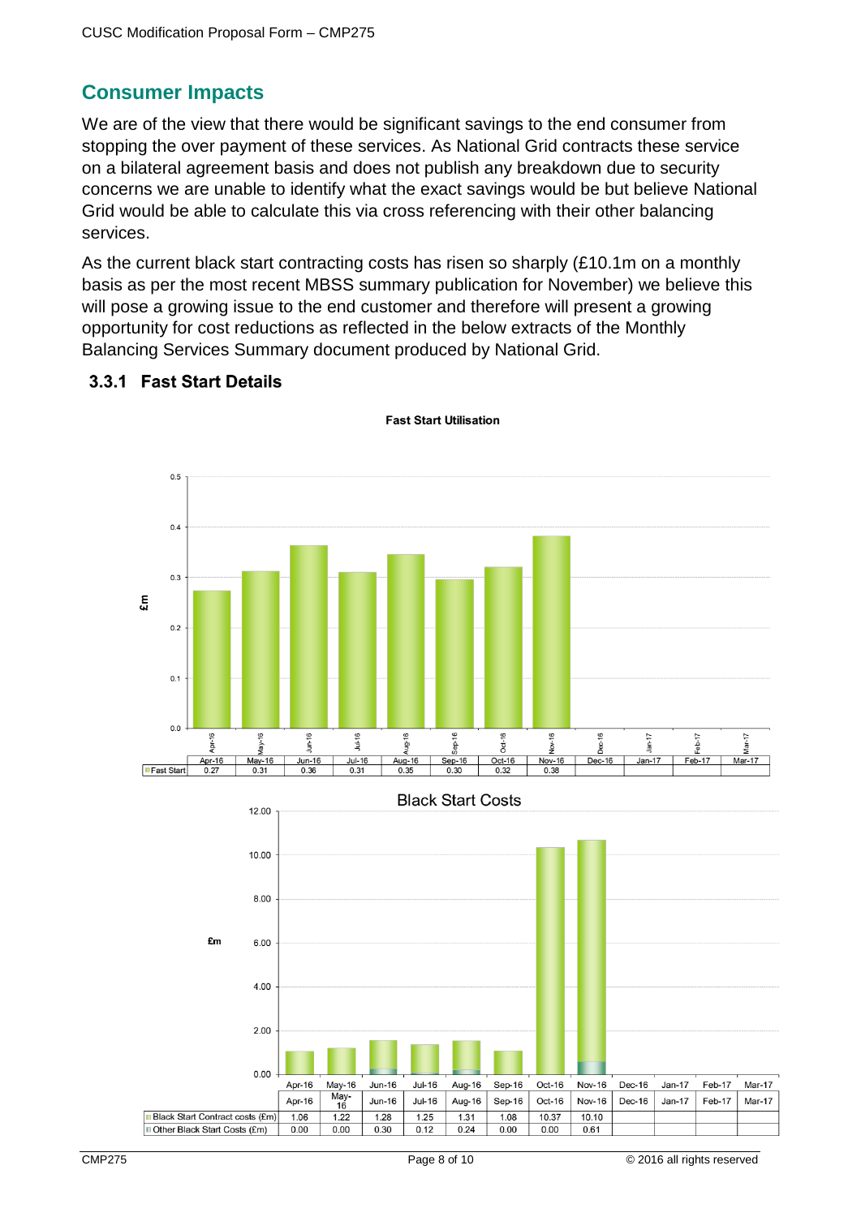## Consumer Impacts

We are of the view that there would be significant savings to the end consumer from stopping the over payment of these services. As National Grid contracts these service on a bilateral agreement basis and does not publish any breakdown due to security concerns we are unable to identify what the exact savings would be but believe National Grid would be able to calculate this via cross referencing with their other balancing services.

As the current black start contracting costs has risen so sharply (£10.1m on a monthly basis as per the most recent MBSS summary publication for November) we believe this will pose a growing issue to the end customer and therefore will present a growing opportunity for cost reductions as reflected in the below extracts of the Monthly Balancing Services Summary document produced by National Grid.

### 3.3.1 Fast Start Details

**Fast Start Utilisation**

| | Apr-16 | May-16 | Jun-16 | Jul-16 | Aug-16 | Sep-16 | Oct-16 | Nov-16 | Dec-16 | Jan-17 | Feb-17 | Mar-17 |
|---|---|---|---|---|---|---|---|---|---|---|---|---|
| Fast Start | 0.27 | 0.31 | 0.36 | 0.31 | 0.35 | 0.30 | 0.32 | 0.38 | | | | |

**Black Start Costs**

| | Apr-16 | May-16 | Jun-16 | Jul-16 | Aug-16 | Sep-16 | Oct-16 | Nov-16 | Dec-16 | Jan-17 | Feb-17 | Mar-17 |
|---|---|---|---|---|---|---|---|---|---|---|---|---|
| Black Start Contract costs (£m) | 1.06 | 1.22 | 1.28 | 1.25 | 1.31 | 1.08 | 10.37 | 10.10 | | | | |
| Other Black Start Costs (£m) | 0.00 | 0.00 | 0.30 | 0.12 | 0.24 | 0.00 | 0.00 | 0.61 | | | | |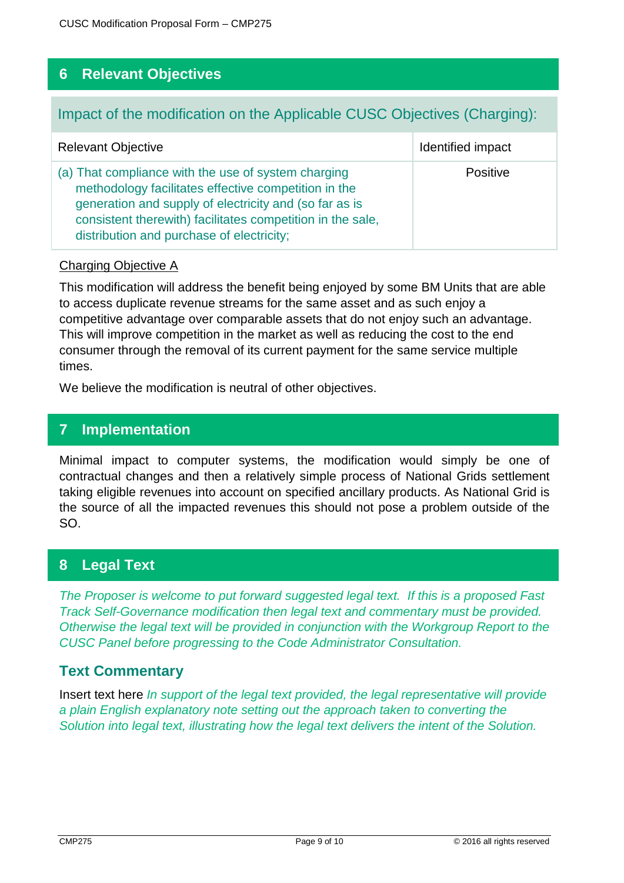## 6 Relevant Objectives

### Impact of the modification on the Applicable CUSC Objectives (Charging):

| Relevant Objective | Identified impact |
|---|---|
| (a) That compliance with the use of system charging methodology facilitates effective competition in the generation and supply of electricity and (so far as is consistent therewith) facilitates competition in the sale, distribution and purchase of electricity; | Positive |

Charging Objective A

This modification will address the benefit being enjoyed by some BM Units that are able to access duplicate revenue streams for the same asset and as such enjoy a competitive advantage over comparable assets that do not enjoy such an advantage. This will improve competition in the market as well as reducing the cost to the end consumer through the removal of its current payment for the same service multiple times.

We believe the modification is neutral of other objectives.

## 7 Implementation

Minimal impact to computer systems, the modification would simply be one of contractual changes and then a relatively simple process of National Grids settlement taking eligible revenues into account on specified ancillary products. As National Grid is the source of all the impacted revenues this should not pose a problem outside of the SO.

## 8 Legal Text

*The Proposer is welcome to put forward suggested legal text. If this is a proposed Fast Track Self-Governance modification then legal text and commentary must be provided. Otherwise the legal text will be provided in conjunction with the Workgroup Report to the CUSC Panel before progressing to the Code Administrator Consultation.*

### Text Commentary

Insert text here *In support of the legal text provided, the legal representative will provide a plain English explanatory note setting out the approach taken to converting the Solution into legal text, illustrating how the legal text delivers the intent of the Solution.*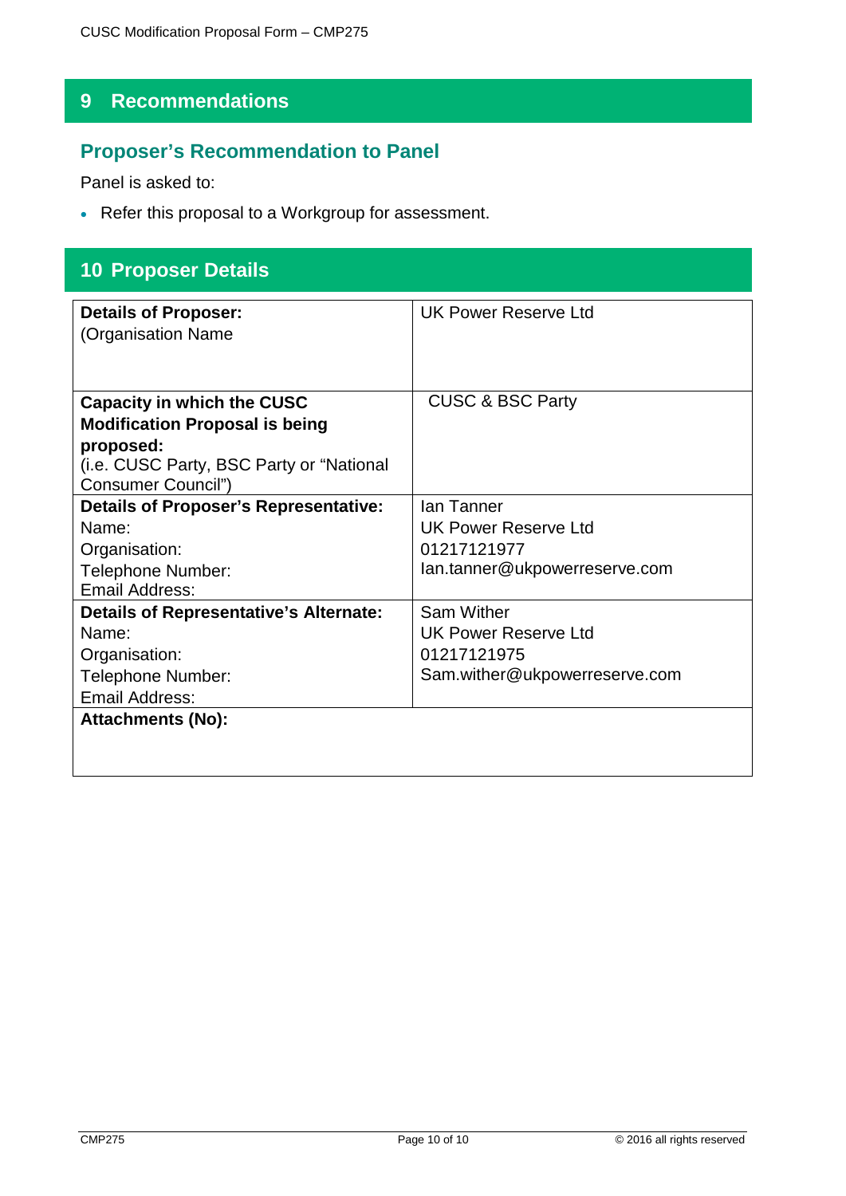## 9 Recommendations

### Proposer's Recommendation to Panel

Panel is asked to:

- Refer this proposal to a Workgroup for assessment.

## 10 Proposer Details

| | |
|---|---|
| **Details of Proposer:**<br>(Organisation Name | UK Power Reserve Ltd |
| **Capacity in which the CUSC Modification Proposal is being proposed:**<br>(i.e. CUSC Party, BSC Party or "National Consumer Council") | CUSC & BSC Party |
| **Details of Proposer's Representative:**<br>Name:<br>Organisation:<br>Telephone Number:<br>Email Address: | Ian Tanner<br>UK Power Reserve Ltd<br>01217121977<br>Ian.tanner@ukpowerreserve.com |
| **Details of Representative's Alternate:**<br>Name:<br>Organisation:<br>Telephone Number:<br>Email Address: | Sam Wither<br>UK Power Reserve Ltd<br>01217121975<br>Sam.wither@ukpowerreserve.com |
| **Attachments (No):** | |